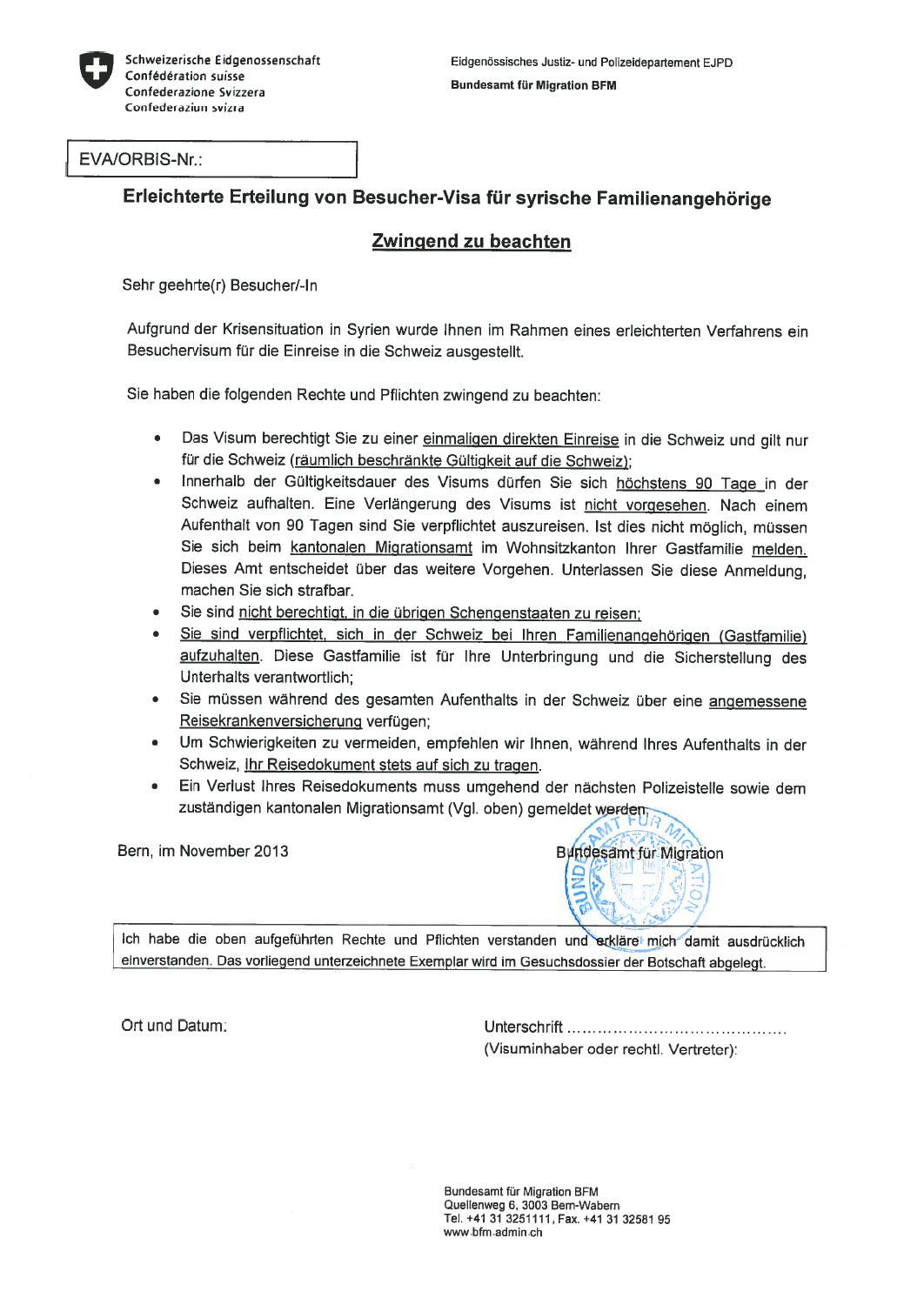Schweizerische Eidgenossenschaft
Confédération suisse
Confederazione Svizzera
Confederaziun svizra

Eidgenössisches Justiz- und Polizeidepartement EJPD

**Bundesamt für Migration BFM**

| EVA/ORBIS-Nr.: |
|---|

## Erleichterte Erteilung von Besucher-Visa für syrische Familienangehörige

### Zwingend zu beachten

Sehr geehrte(r) Besucher/-In

Aufgrund der Krisensituation in Syrien wurde Ihnen im Rahmen eines erleichterten Verfahrens ein Besuchervisum für die Einreise in die Schweiz ausgestellt.

Sie haben die folgenden Rechte und Pflichten zwingend zu beachten:

- Das Visum berechtigt Sie zu einer einmaligen direkten Einreise in die Schweiz und gilt nur für die Schweiz (räumlich beschränkte Gültigkeit auf die Schweiz);
- Innerhalb der Gültigkeitsdauer des Visums dürfen Sie sich höchstens 90 Tage in der Schweiz aufhalten. Eine Verlängerung des Visums ist nicht vorgesehen. Nach einem Aufenthalt von 90 Tagen sind Sie verpflichtet auszureisen. Ist dies nicht möglich, müssen Sie sich beim kantonalen Migrationsamt im Wohnsitzkanton Ihrer Gastfamilie melden. Dieses Amt entscheidet über das weitere Vorgehen. Unterlassen Sie diese Anmeldung, machen Sie sich strafbar.
- Sie sind nicht berechtigt, in die übrigen Schengenstaaten zu reisen;
- Sie sind verpflichtet, sich in der Schweiz bei Ihren Familienangehörigen (Gastfamilie) aufzuhalten. Diese Gastfamilie ist für Ihre Unterbringung und die Sicherstellung des Unterhalts verantwortlich;
- Sie müssen während des gesamten Aufenthalts in der Schweiz über eine angemessene Reisekrankenversicherung verfügen;
- Um Schwierigkeiten zu vermeiden, empfehlen wir Ihnen, während Ihres Aufenthalts in der Schweiz, Ihr Reisedokument stets auf sich zu tragen.
- Ein Verlust Ihres Reisedokuments muss umgehend der nächsten Polizeistelle sowie dem zuständigen kantonalen Migrationsamt (Vgl. oben) gemeldet werden.

Bern, im November 2013

Bundesamt für Migration

| Ich habe die oben aufgeführten Rechte und Pflichten verstanden und erkläre mich damit ausdrücklich einverstanden. Das vorliegend unterzeichnete Exemplar wird im Gesuchsdossier der Botschaft abgelegt. |
|---|

Ort und Datum:

Unterschrift ........................................
(Visuminhaber oder rechtl. Vertreter):

Bundesamt für Migration BFM
Quellenweg 6, 3003 Bern-Wabern
Tel. +41 31 3251111, Fax. +41 31 32581 95
www.bfm.admin.ch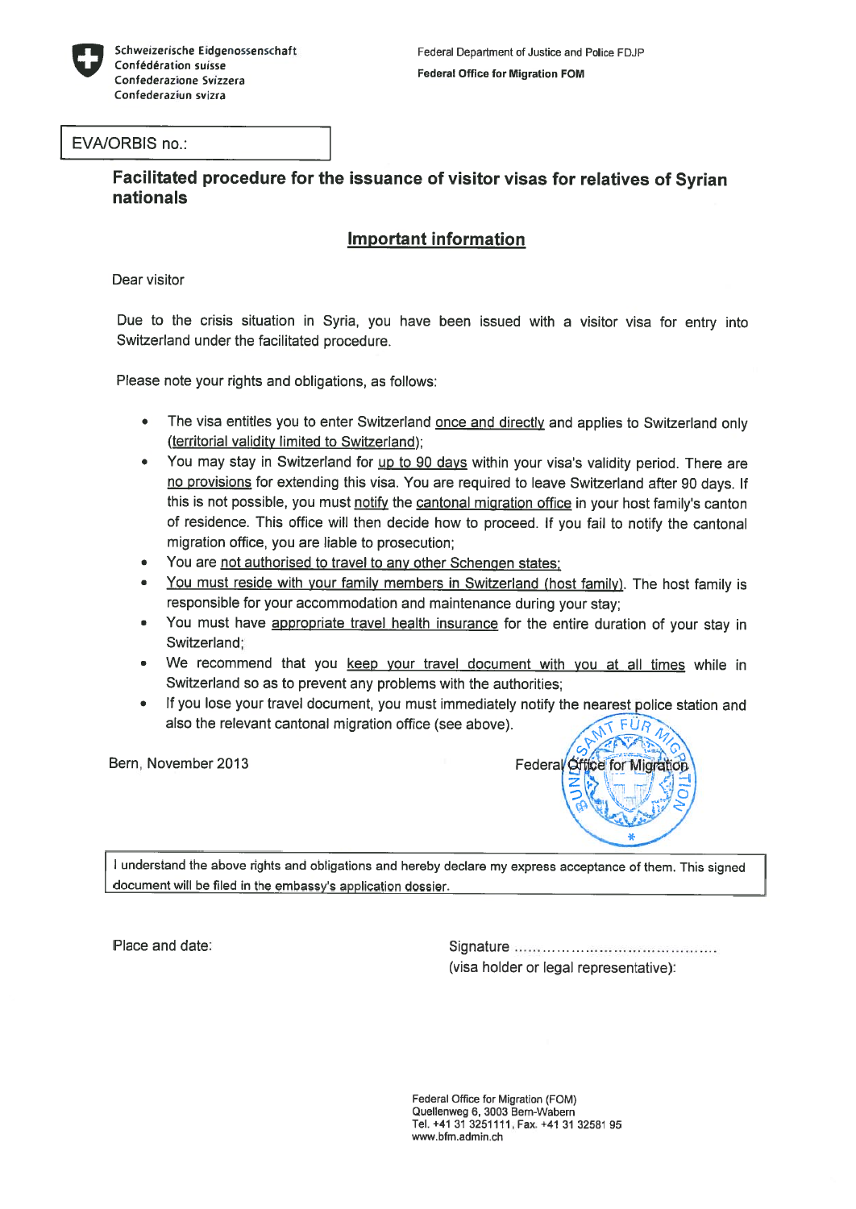Schweizerische Eidgenossenschaft
Confédération suisse
Confederazione Svizzera
Confederaziun svizra

Federal Department of Justice and Police FDJP

**Federal Office for Migration FOM**

EVA/ORBIS no.:

## Facilitated procedure for the issuance of visitor visas for relatives of Syrian nationals

### Important information

Dear visitor

Due to the crisis situation in Syria, you have been issued with a visitor visa for entry into Switzerland under the facilitated procedure.

Please note your rights and obligations, as follows:

- The visa entitles you to enter Switzerland once and directly and applies to Switzerland only (territorial validity limited to Switzerland);
- You may stay in Switzerland for up to 90 days within your visa's validity period. There are no provisions for extending this visa. You are required to leave Switzerland after 90 days. If this is not possible, you must notify the cantonal migration office in your host family's canton of residence. This office will then decide how to proceed. If you fail to notify the cantonal migration office, you are liable to prosecution;
- You are not authorised to travel to any other Schengen states;
- You must reside with your family members in Switzerland (host family). The host family is responsible for your accommodation and maintenance during your stay;
- You must have appropriate travel health insurance for the entire duration of your stay in Switzerland;
- We recommend that you keep your travel document with you at all times while in Switzerland so as to prevent any problems with the authorities;
- If you lose your travel document, you must immediately notify the nearest police station and also the relevant cantonal migration office (see above).

Bern, November 2013

Federal Office for Migration

I understand the above rights and obligations and hereby declare my express acceptance of them. This signed document will be filed in the embassy's application dossier.

Place and date:

Signature ........................................
(visa holder or legal representative):

Federal Office for Migration (FOM)
Quellenweg 6, 3003 Bern-Wabern
Tel. +41 31 3251111, Fax. +41 31 32581 95
www.bfm.admin.ch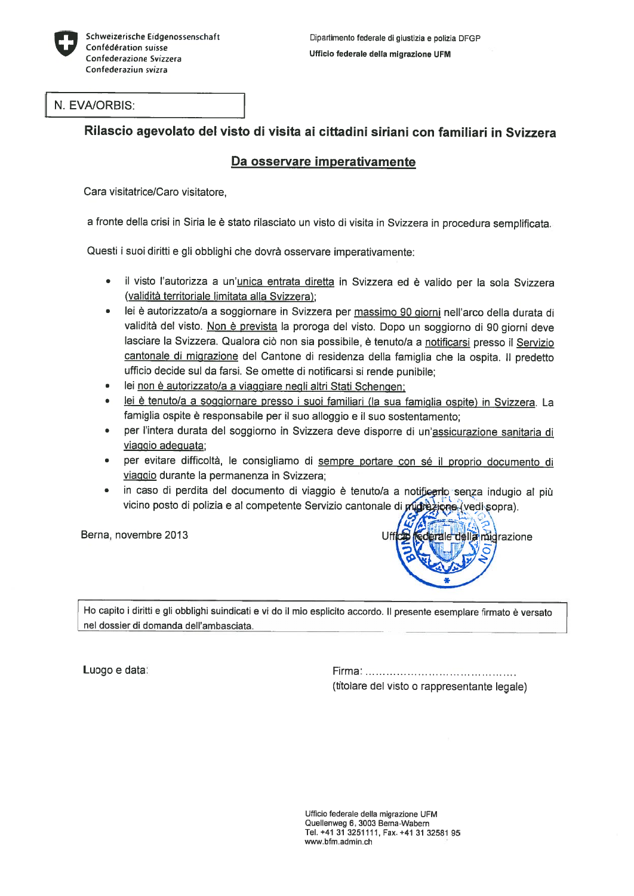Schweizerische Eidgenossenschaft
Confédération suisse
Confederazione Svizzera
Confederaziun svizra

Dipartimento federale di giustizia e polizia DFGP

**Ufficio federale della migrazione UFM**

| N. EVA/ORBIS: |
|---|

## Rilascio agevolato del visto di visita ai cittadini siriani con familiari in Svizzera

## Da osservare imperativamente

Cara visitatrice/Caro visitatore,

a fronte della crisi in Siria le è stato rilasciato un visto di visita in Svizzera in procedura semplificata.

Questi i suoi diritti e gli obblighi che dovrà osservare imperativamente:

- il visto l'autorizza a un'unica entrata diretta in Svizzera ed è valido per la sola Svizzera (validità territoriale limitata alla Svizzera);
- lei è autorizzato/a a soggiornare in Svizzera per massimo 90 giorni nell'arco della durata di validità del visto. Non è prevista la proroga del visto. Dopo un soggiorno di 90 giorni deve lasciare la Svizzera. Qualora ciò non sia possibile, è tenuto/a a notificarsi presso il Servizio cantonale di migrazione del Cantone di residenza della famiglia che la ospita. Il predetto ufficio decide sul da farsi. Se omette di notificarsi si rende punibile;
- lei non è autorizzato/a a viaggiare negli altri Stati Schengen;
- lei è tenuto/a a soggiornare presso i suoi familiari (la sua famiglia ospite) in Svizzera. La famiglia ospite è responsabile per il suo alloggio e il suo sostentamento;
- per l'intera durata del soggiorno in Svizzera deve disporre di un'assicurazione sanitaria di viaggio adeguata;
- per evitare difficoltà, le consigliamo di sempre portare con sé il proprio documento di viaggio durante la permanenza in Svizzera;
- in caso di perdita del documento di viaggio è tenuto/a a notificarlo senza indugio al più vicino posto di polizia e al competente Servizio cantonale di migrazione (vedi sopra).

Berna, novembre 2013

Ufficio federale della migrazione

| Ho capito i diritti e gli obblighi suindicati e vi do il mio esplicito accordo. Il presente esemplare firmato è versato nel dossier di domanda dell'ambasciata. |
|---|

Luogo e data:

Firma: ..........................................
(titolare del visto o rappresentante legale)

Ufficio federale della migrazione UFM
Quellenweg 6, 3003 Berna-Wabern
Tel. +41 31 3251111, Fax. +41 31 32581 95
www.bfm.admin.ch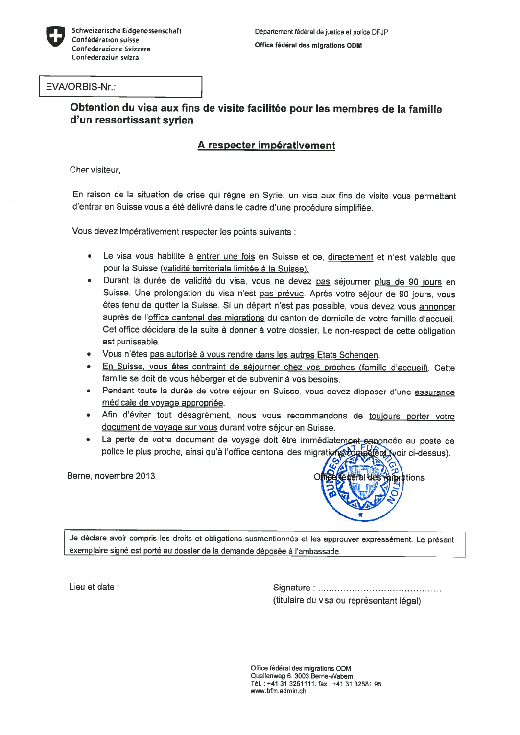Schweizerische Eidgenossenschaft
Confédération suisse
Confederazione Svizzera
Confederaziun svizra

Département fédéral de justice et police DFJP

**Office fédéral des migrations ODM**

| EVA/ORBIS-Nr.: |
|---|

## Obtention du visa aux fins de visite facilitée pour les membres de la famille d'un ressortissant syrien

### A respecter impérativement

Cher visiteur,

En raison de la situation de crise qui règne en Syrie, un visa aux fins de visite vous permettant d'entrer en Suisse vous a été délivré dans le cadre d'une procédure simplifiée.

Vous devez impérativement respecter les points suivants :

- Le visa vous habilite à entrer une fois en Suisse et ce, directement et n'est valable que pour la Suisse (validité territoriale limitée à la Suisse).
- Durant la durée de validité du visa, vous ne devez pas séjourner plus de 90 jours en Suisse. Une prolongation du visa n'est pas prévue. Après votre séjour de 90 jours, vous êtes tenu de quitter la Suisse. Si un départ n'est pas possible, vous devez vous annoncer auprès de l'office cantonal des migrations du canton de domicile de votre famille d'accueil. Cet office décidera de la suite à donner à votre dossier. Le non-respect de cette obligation est punissable.
- Vous n'êtes pas autorisé à vous rendre dans les autres Etats Schengen.
- En Suisse, vous êtes contraint de séjourner chez vos proches (famille d'accueil). Cette famille se doit de vous héberger et de subvenir à vos besoins.
- Pendant toute la durée de votre séjour en Suisse, vous devez disposer d'une assurance médicale de voyage appropriée.
- Afin d'éviter tout désagrément, nous vous recommandons de toujours porter votre document de voyage sur vous durant votre séjour en Suisse.
- La perte de votre document de voyage doit être immédiatement annoncée au poste de police le plus proche, ainsi qu'à l'office cantonal des migrations compétent (voir ci-dessus).

Berne, novembre 2013

Office fédéral des migrations

| Je déclare avoir compris les droits et obligations susmentionnés et les approuver expressément. Le présent exemplaire signé est porté au dossier de la demande déposée à l'ambassade. |
|---|

Lieu et date :

Signature : ......................................
(titulaire du visa ou représentant légal)

Office fédéral des migrations ODM
Quellenweg 6, 3003 Berne-Wabern
Tél. : +41 31 3251111, fax : +41 31 32581 95
www.bfm.admin.ch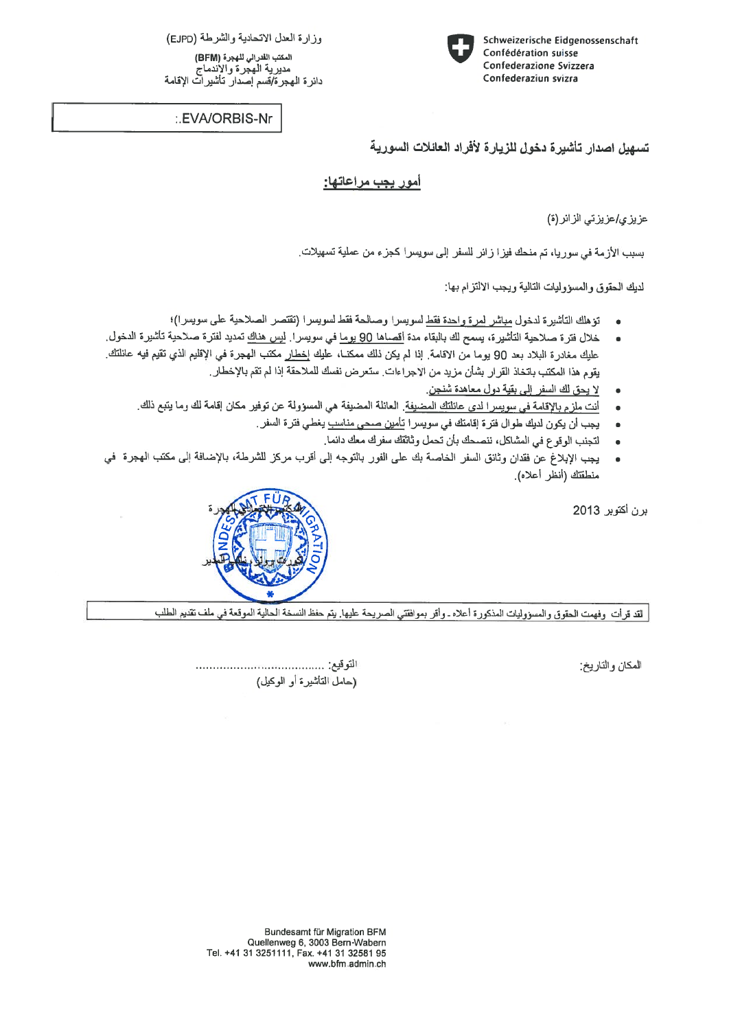Schweizerische Eidgenossenschaft
Confédération suisse
Confederazione Svizzera
Confederaziun svizra

وزارة العدل الاتحادية والشرطة (EJPD)

المكتب الفدرالي للهجرة (BFM)
مديرية الهجرة والاندماج
دائرة الهجرة/قسم إصدار تأشيرات الإقامة

EVA/ORBIS-Nr.:

## تسهيل اصدار تأشيرة دخول للزيارة لأفراد العائلات السورية

### أمور يجب مراعاتها:

عزيزي/عزيزتي الزائر(ة)

بسبب الأزمة في سوريا، تم منحك فيزا زائر للسفر إلى سويسرا كجزء من عملية تسهيلات.

لديك الحقوق والمسؤوليات التالية ويجب الالتزام بها:

- تؤهلك التأشيرة لدخول مباشر لمرة واحدة فقط لسويسرا وصالحة فقط لسويسرا (تقتصر الصلاحية على سويسرا)؛
- خلال فترة صلاحية التأشيرة، يسمح لك بالبقاء مدة أقصاها 90 يوما في سويسرا. ليس هناك تمديد لفترة صلاحية تأشيرة الدخول. عليك مغادرة البلاد بعد 90 يوما من الاقامة. إذا لم يكن ذلك ممكنا، عليك إخطار مكتب الهجرة في الإقليم الذي تقيم فيه عائلتك. يقوم هذا المكتب باتخاذ القرار بشأن مزيد من الاجراءات. ستعرض نفسك للملاحقة إذا لم تقم بالإخطار.
- لا يحق لك السفر إلى بقية دول معاهدة شنجن.
- أنت ملزم بالإقامة في سويسرا لدى عائلتك المضيفة. العائلة المضيفة هي المسؤولة عن توفير مكان إقامة لك وما يتبع ذلك.
- يجب أن يكون لديك طوال فترة إقامتك في سويسرا تأمين صحي مناسب يغطي فترة السفر.
- لتجنب الوقوع في المشاكل، ننصحك بأن تحمل وثائق سفرك معك دائما.
- يجب الإبلاغ عن فقدان وثائق السفر الخاصة بك على الفور بالتوجه إلى أقرب مركز للشرطة، بالإضافة إلى مكتب الهجرة في منطقتك (أنظر أعلاه).

برن أكتوبر 2013

المكتب الفدرالي للهجرة

كورت رولي، نائب المدير

لقد قرأت وفهمت الحقوق والمسؤوليات المذكورة أعلاه - وأقر بموافقتي الصريحة عليها. يتم حفظ النسخة الحالية الموقعة في ملف تقديم الطلب

المكان والتاريخ:

التوقيع: ....................................
(حامل التأشيرة أو الوكيل)

Bundesamt für Migration BFM
Quellenweg 6, 3003 Bern-Wabern
Tel. +41 31 3251111, Fax. +41 31 32581 95
www.bfm.admin.ch